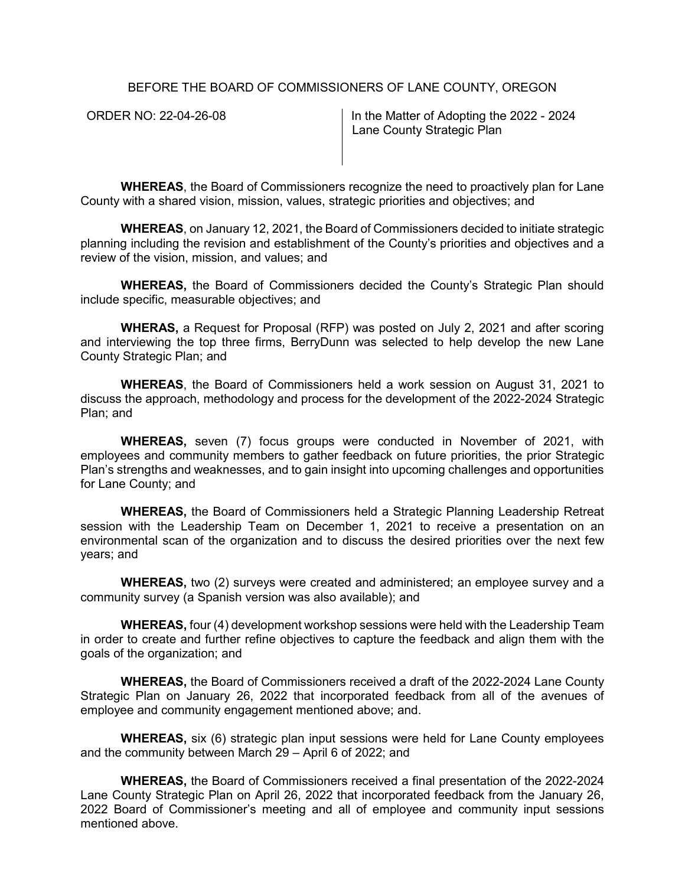BEFORE THE BOARD OF COMMISSIONERS OF LANE COUNTY, OREGON

| ORDER NO: 22-04-26-08 | In the Matter of Adopting the 2022 - 2024 Lane County Strategic Plan |
|---|---|

**WHEREAS**, the Board of Commissioners recognize the need to proactively plan for Lane County with a shared vision, mission, values, strategic priorities and objectives; and

**WHEREAS**, on January 12, 2021, the Board of Commissioners decided to initiate strategic planning including the revision and establishment of the County's priorities and objectives and a review of the vision, mission, and values; and

**WHEREAS,** the Board of Commissioners decided the County's Strategic Plan should include specific, measurable objectives; and

**WHERAS,** a Request for Proposal (RFP) was posted on July 2, 2021 and after scoring and interviewing the top three firms, BerryDunn was selected to help develop the new Lane County Strategic Plan; and

**WHEREAS**, the Board of Commissioners held a work session on August 31, 2021 to discuss the approach, methodology and process for the development of the 2022-2024 Strategic Plan; and

**WHEREAS,** seven (7) focus groups were conducted in November of 2021, with employees and community members to gather feedback on future priorities, the prior Strategic Plan's strengths and weaknesses, and to gain insight into upcoming challenges and opportunities for Lane County; and

**WHEREAS,** the Board of Commissioners held a Strategic Planning Leadership Retreat session with the Leadership Team on December 1, 2021 to receive a presentation on an environmental scan of the organization and to discuss the desired priorities over the next few years; and

**WHEREAS,** two (2) surveys were created and administered; an employee survey and a community survey (a Spanish version was also available); and

**WHEREAS,** four (4) development workshop sessions were held with the Leadership Team in order to create and further refine objectives to capture the feedback and align them with the goals of the organization; and

**WHEREAS,** the Board of Commissioners received a draft of the 2022-2024 Lane County Strategic Plan on January 26, 2022 that incorporated feedback from all of the avenues of employee and community engagement mentioned above; and.

**WHEREAS,** six (6) strategic plan input sessions were held for Lane County employees and the community between March 29 – April 6 of 2022; and

**WHEREAS,** the Board of Commissioners received a final presentation of the 2022-2024 Lane County Strategic Plan on April 26, 2022 that incorporated feedback from the January 26, 2022 Board of Commissioner's meeting and all of employee and community input sessions mentioned above.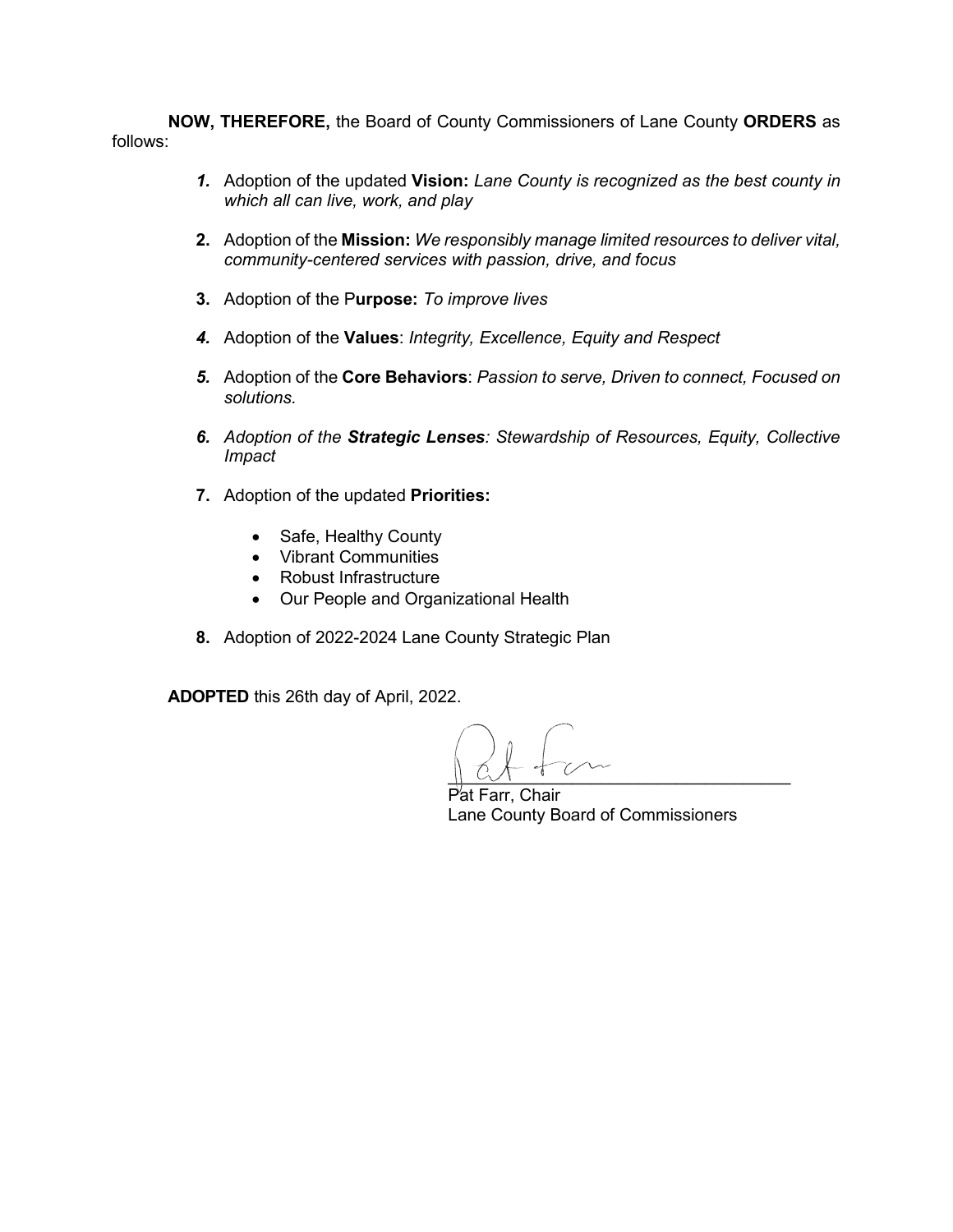**NOW, THEREFORE,** the Board of County Commissioners of Lane County **ORDERS** as follows:

1. Adoption of the updated **Vision:** *Lane County is recognized as the best county in which all can live, work, and play*

2. Adoption of the **Mission:** *We responsibly manage limited resources to deliver vital, community-centered services with passion, drive, and focus*

3. Adoption of the P**urpose:** *To improve lives*

4. Adoption of the **Values**: *Integrity, Excellence, Equity and Respect*

5. Adoption of the **Core Behaviors**: *Passion to serve, Driven to connect, Focused on solutions.*

6. *Adoption of the* ***Strategic Lenses****: Stewardship of Resources, Equity, Collective Impact*

7. Adoption of the updated **Priorities:**

   - Safe, Healthy County
   - Vibrant Communities
   - Robust Infrastructure
   - Our People and Organizational Health

8. Adoption of 2022-2024 Lane County Strategic Plan

**ADOPTED** this 26th day of April, 2022.

Pat Farr, Chair
Lane County Board of Commissioners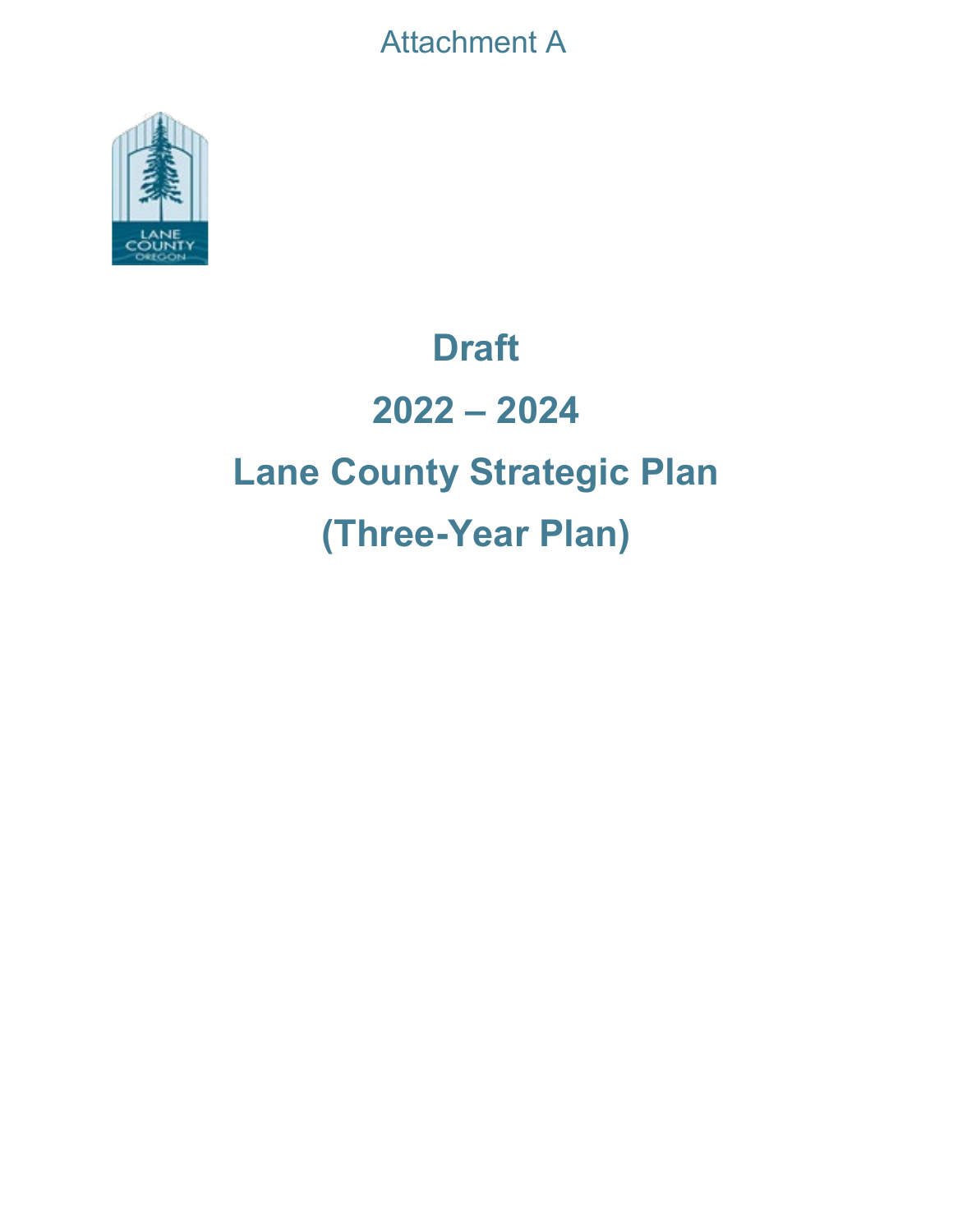Attachment A

# Draft

# 2022 – 2024

# Lane County Strategic Plan

# (Three-Year Plan)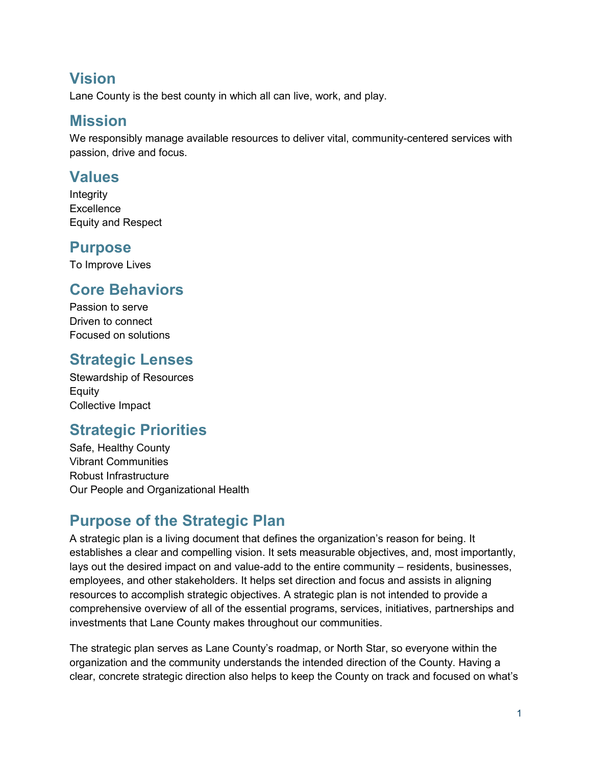## Vision

Lane County is the best county in which all can live, work, and play.

## Mission

We responsibly manage available resources to deliver vital, community-centered services with passion, drive and focus.

## Values

Integrity
Excellence
Equity and Respect

## Purpose

To Improve Lives

## Core Behaviors

Passion to serve
Driven to connect
Focused on solutions

## Strategic Lenses

Stewardship of Resources
Equity
Collective Impact

## Strategic Priorities

Safe, Healthy County
Vibrant Communities
Robust Infrastructure
Our People and Organizational Health

## Purpose of the Strategic Plan

A strategic plan is a living document that defines the organization's reason for being. It establishes a clear and compelling vision. It sets measurable objectives, and, most importantly, lays out the desired impact on and value-add to the entire community – residents, businesses, employees, and other stakeholders. It helps set direction and focus and assists in aligning resources to accomplish strategic objectives. A strategic plan is not intended to provide a comprehensive overview of all of the essential programs, services, initiatives, partnerships and investments that Lane County makes throughout our communities.

The strategic plan serves as Lane County's roadmap, or North Star, so everyone within the organization and the community understands the intended direction of the County. Having a clear, concrete strategic direction also helps to keep the County on track and focused on what's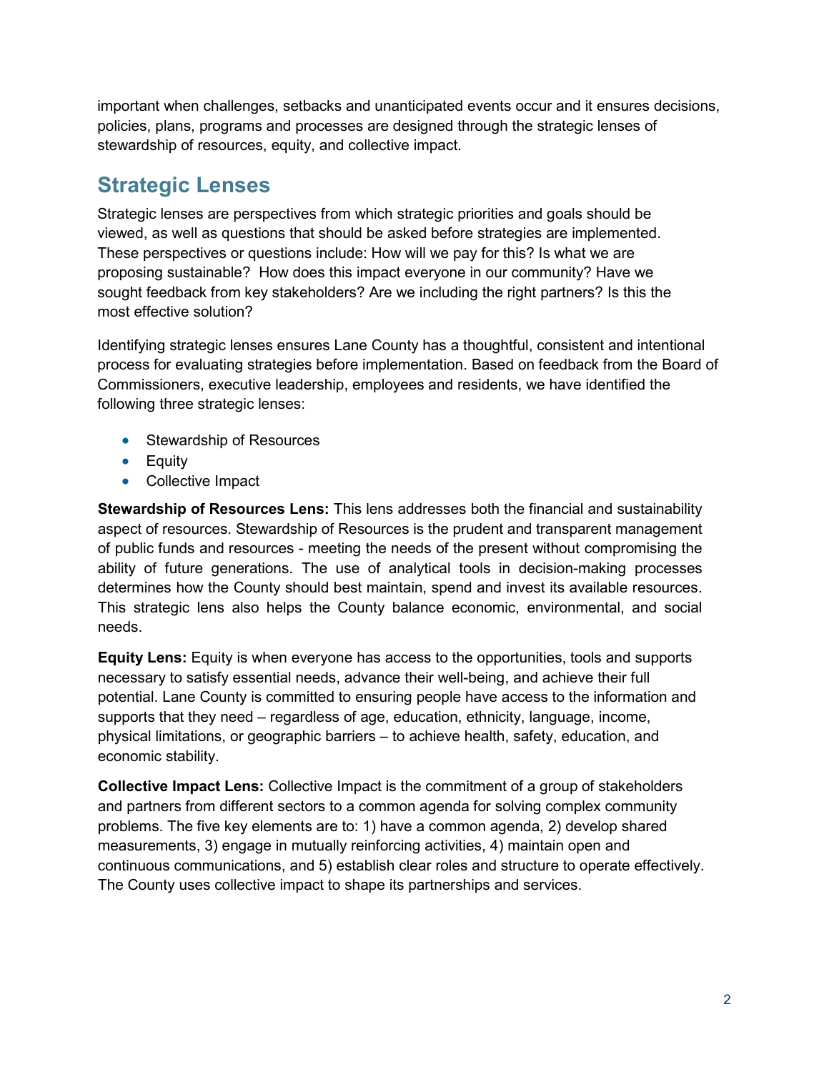important when challenges, setbacks and unanticipated events occur and it ensures decisions, policies, plans, programs and processes are designed through the strategic lenses of stewardship of resources, equity, and collective impact.

## Strategic Lenses

Strategic lenses are perspectives from which strategic priorities and goals should be viewed, as well as questions that should be asked before strategies are implemented. These perspectives or questions include: How will we pay for this? Is what we are proposing sustainable? How does this impact everyone in our community? Have we sought feedback from key stakeholders? Are we including the right partners? Is this the most effective solution?

Identifying strategic lenses ensures Lane County has a thoughtful, consistent and intentional process for evaluating strategies before implementation. Based on feedback from the Board of Commissioners, executive leadership, employees and residents, we have identified the following three strategic lenses:

- Stewardship of Resources
- Equity
- Collective Impact

**Stewardship of Resources Lens:** This lens addresses both the financial and sustainability aspect of resources. Stewardship of Resources is the prudent and transparent management of public funds and resources - meeting the needs of the present without compromising the ability of future generations. The use of analytical tools in decision-making processes determines how the County should best maintain, spend and invest its available resources. This strategic lens also helps the County balance economic, environmental, and social needs.

**Equity Lens:** Equity is when everyone has access to the opportunities, tools and supports necessary to satisfy essential needs, advance their well-being, and achieve their full potential. Lane County is committed to ensuring people have access to the information and supports that they need – regardless of age, education, ethnicity, language, income, physical limitations, or geographic barriers – to achieve health, safety, education, and economic stability.

**Collective Impact Lens:** Collective Impact is the commitment of a group of stakeholders and partners from different sectors to a common agenda for solving complex community problems. The five key elements are to: 1) have a common agenda, 2) develop shared measurements, 3) engage in mutually reinforcing activities, 4) maintain open and continuous communications, and 5) establish clear roles and structure to operate effectively. The County uses collective impact to shape its partnerships and services.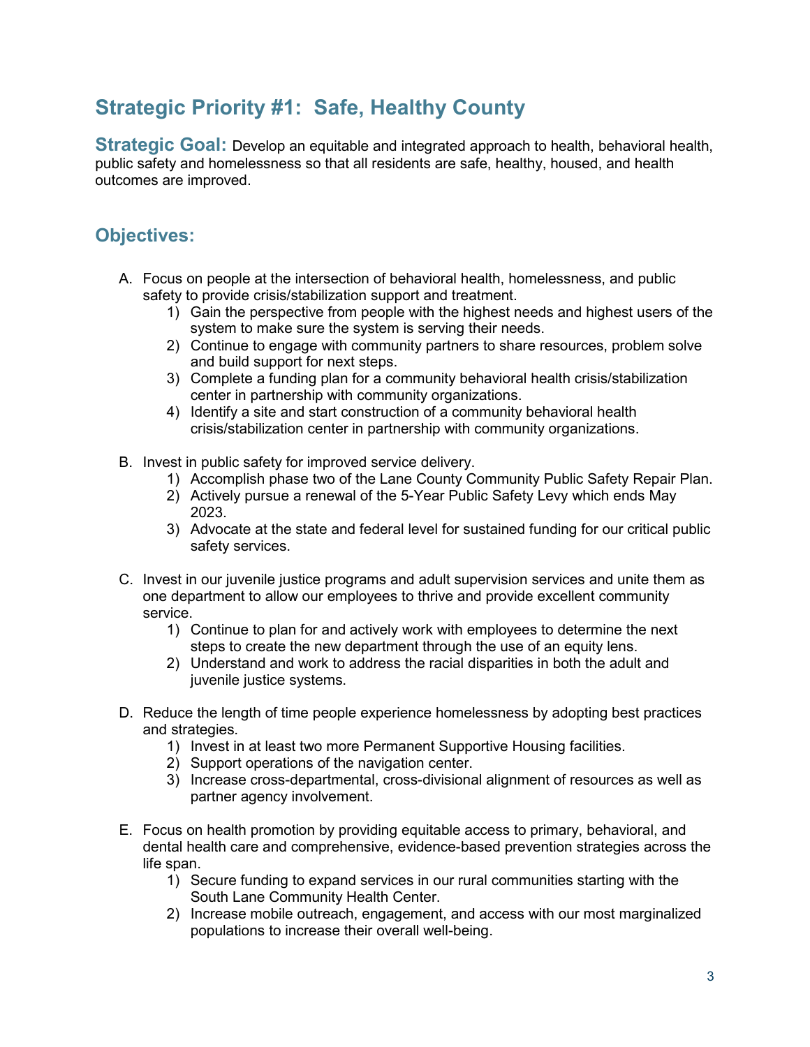## Strategic Priority #1: Safe, Healthy County

**Strategic Goal:** Develop an equitable and integrated approach to health, behavioral health, public safety and homelessness so that all residents are safe, healthy, housed, and health outcomes are improved.

## Objectives:

A. Focus on people at the intersection of behavioral health, homelessness, and public safety to provide crisis/stabilization support and treatment.
   1) Gain the perspective from people with the highest needs and highest users of the system to make sure the system is serving their needs.
   2) Continue to engage with community partners to share resources, problem solve and build support for next steps.
   3) Complete a funding plan for a community behavioral health crisis/stabilization center in partnership with community organizations.
   4) Identify a site and start construction of a community behavioral health crisis/stabilization center in partnership with community organizations.

B. Invest in public safety for improved service delivery.
   1) Accomplish phase two of the Lane County Community Public Safety Repair Plan.
   2) Actively pursue a renewal of the 5-Year Public Safety Levy which ends May 2023.
   3) Advocate at the state and federal level for sustained funding for our critical public safety services.

C. Invest in our juvenile justice programs and adult supervision services and unite them as one department to allow our employees to thrive and provide excellent community service.
   1) Continue to plan for and actively work with employees to determine the next steps to create the new department through the use of an equity lens.
   2) Understand and work to address the racial disparities in both the adult and juvenile justice systems.

D. Reduce the length of time people experience homelessness by adopting best practices and strategies.
   1) Invest in at least two more Permanent Supportive Housing facilities.
   2) Support operations of the navigation center.
   3) Increase cross-departmental, cross-divisional alignment of resources as well as partner agency involvement.

E. Focus on health promotion by providing equitable access to primary, behavioral, and dental health care and comprehensive, evidence-based prevention strategies across the life span.
   1) Secure funding to expand services in our rural communities starting with the South Lane Community Health Center.
   2) Increase mobile outreach, engagement, and access with our most marginalized populations to increase their overall well-being.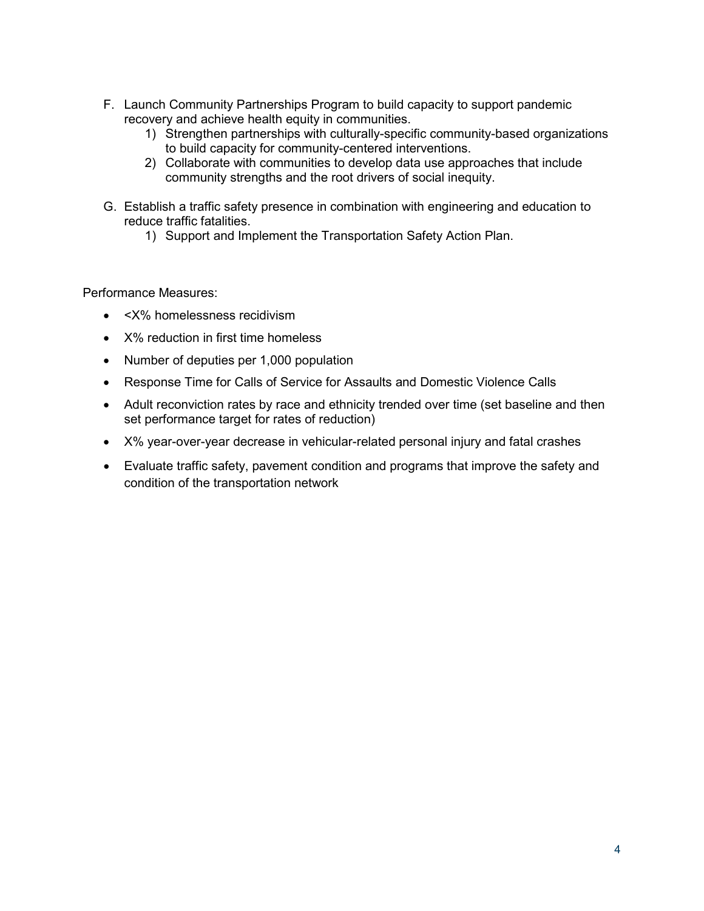F. Launch Community Partnerships Program to build capacity to support pandemic recovery and achieve health equity in communities.
   1) Strengthen partnerships with culturally-specific community-based organizations to build capacity for community-centered interventions.
   2) Collaborate with communities to develop data use approaches that include community strengths and the root drivers of social inequity.

G. Establish a traffic safety presence in combination with engineering and education to reduce traffic fatalities.
   1) Support and Implement the Transportation Safety Action Plan.

Performance Measures:

- <X% homelessness recidivism
- X% reduction in first time homeless
- Number of deputies per 1,000 population
- Response Time for Calls of Service for Assaults and Domestic Violence Calls
- Adult reconviction rates by race and ethnicity trended over time (set baseline and then set performance target for rates of reduction)
- X% year-over-year decrease in vehicular-related personal injury and fatal crashes
- Evaluate traffic safety, pavement condition and programs that improve the safety and condition of the transportation network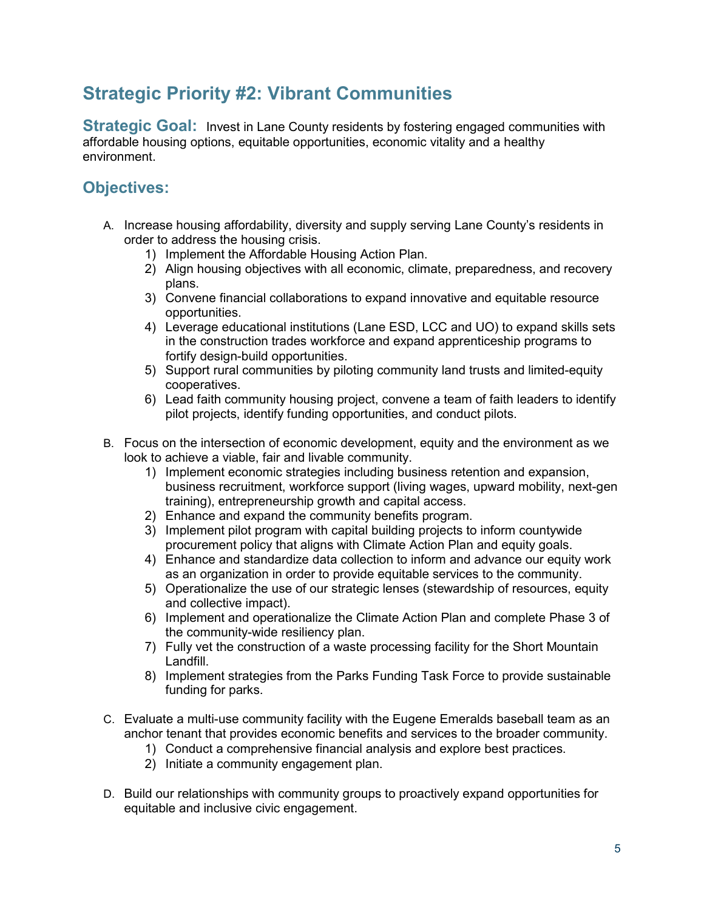# Strategic Priority #2: Vibrant Communities

**Strategic Goal:** Invest in Lane County residents by fostering engaged communities with affordable housing options, equitable opportunities, economic vitality and a healthy environment.

## Objectives:

A. Increase housing affordability, diversity and supply serving Lane County's residents in order to address the housing crisis.
   1) Implement the Affordable Housing Action Plan.
   2) Align housing objectives with all economic, climate, preparedness, and recovery plans.
   3) Convene financial collaborations to expand innovative and equitable resource opportunities.
   4) Leverage educational institutions (Lane ESD, LCC and UO) to expand skills sets in the construction trades workforce and expand apprenticeship programs to fortify design-build opportunities.
   5) Support rural communities by piloting community land trusts and limited-equity cooperatives.
   6) Lead faith community housing project, convene a team of faith leaders to identify pilot projects, identify funding opportunities, and conduct pilots.

B. Focus on the intersection of economic development, equity and the environment as we look to achieve a viable, fair and livable community.
   1) Implement economic strategies including business retention and expansion, business recruitment, workforce support (living wages, upward mobility, next-gen training), entrepreneurship growth and capital access.
   2) Enhance and expand the community benefits program.
   3) Implement pilot program with capital building projects to inform countywide procurement policy that aligns with Climate Action Plan and equity goals.
   4) Enhance and standardize data collection to inform and advance our equity work as an organization in order to provide equitable services to the community.
   5) Operationalize the use of our strategic lenses (stewardship of resources, equity and collective impact).
   6) Implement and operationalize the Climate Action Plan and complete Phase 3 of the community-wide resiliency plan.
   7) Fully vet the construction of a waste processing facility for the Short Mountain Landfill.
   8) Implement strategies from the Parks Funding Task Force to provide sustainable funding for parks.

C. Evaluate a multi-use community facility with the Eugene Emeralds baseball team as an anchor tenant that provides economic benefits and services to the broader community.
   1) Conduct a comprehensive financial analysis and explore best practices.
   2) Initiate a community engagement plan.

D. Build our relationships with community groups to proactively expand opportunities for equitable and inclusive civic engagement.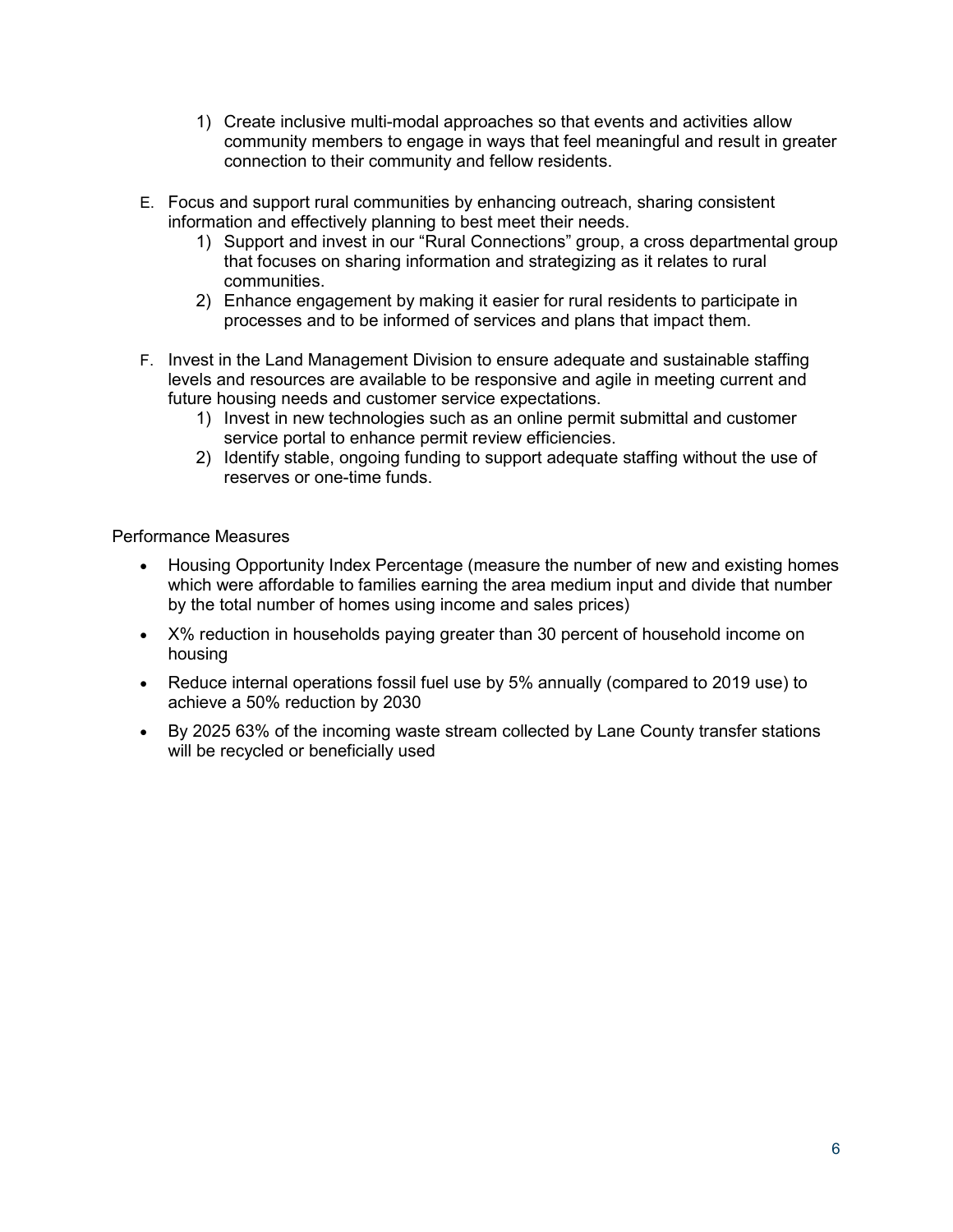1) Create inclusive multi-modal approaches so that events and activities allow community members to engage in ways that feel meaningful and result in greater connection to their community and fellow residents.

E. Focus and support rural communities by enhancing outreach, sharing consistent information and effectively planning to best meet their needs.
    1) Support and invest in our "Rural Connections" group, a cross departmental group that focuses on sharing information and strategizing as it relates to rural communities.
    2) Enhance engagement by making it easier for rural residents to participate in processes and to be informed of services and plans that impact them.

F. Invest in the Land Management Division to ensure adequate and sustainable staffing levels and resources are available to be responsive and agile in meeting current and future housing needs and customer service expectations.
    1) Invest in new technologies such as an online permit submittal and customer service portal to enhance permit review efficiencies.
    2) Identify stable, ongoing funding to support adequate staffing without the use of reserves or one-time funds.

Performance Measures

- Housing Opportunity Index Percentage (measure the number of new and existing homes which were affordable to families earning the area medium input and divide that number by the total number of homes using income and sales prices)
- X% reduction in households paying greater than 30 percent of household income on housing
- Reduce internal operations fossil fuel use by 5% annually (compared to 2019 use) to achieve a 50% reduction by 2030
- By 2025 63% of the incoming waste stream collected by Lane County transfer stations will be recycled or beneficially used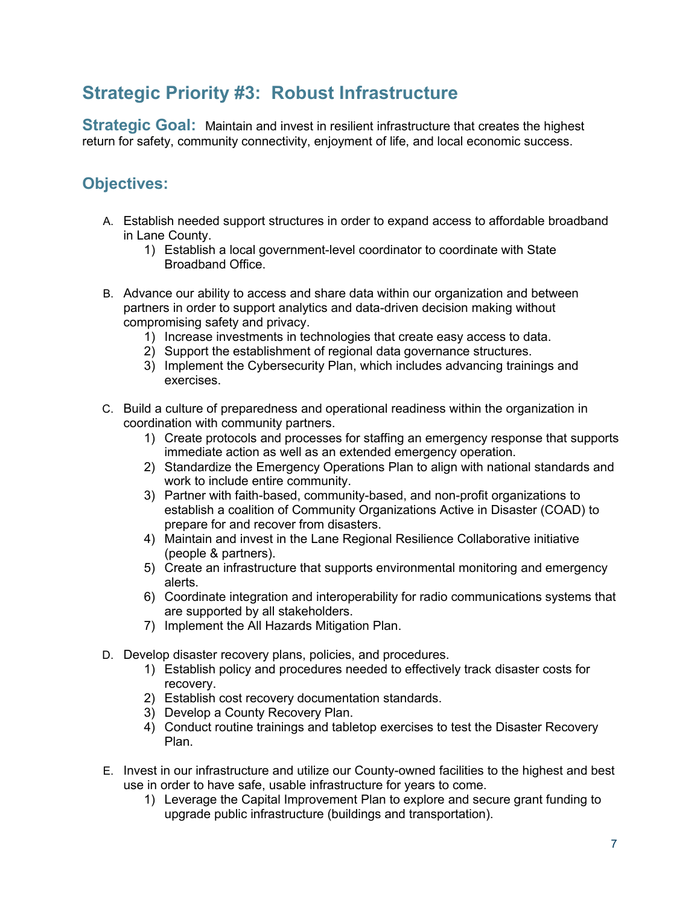## Strategic Priority #3: Robust Infrastructure

**Strategic Goal:** Maintain and invest in resilient infrastructure that creates the highest return for safety, community connectivity, enjoyment of life, and local economic success.

## Objectives:

A. Establish needed support structures in order to expand access to affordable broadband in Lane County.
   1) Establish a local government-level coordinator to coordinate with State Broadband Office.

B. Advance our ability to access and share data within our organization and between partners in order to support analytics and data-driven decision making without compromising safety and privacy.
   1) Increase investments in technologies that create easy access to data.
   2) Support the establishment of regional data governance structures.
   3) Implement the Cybersecurity Plan, which includes advancing trainings and exercises.

C. Build a culture of preparedness and operational readiness within the organization in coordination with community partners.
   1) Create protocols and processes for staffing an emergency response that supports immediate action as well as an extended emergency operation.
   2) Standardize the Emergency Operations Plan to align with national standards and work to include entire community.
   3) Partner with faith-based, community-based, and non-profit organizations to establish a coalition of Community Organizations Active in Disaster (COAD) to prepare for and recover from disasters.
   4) Maintain and invest in the Lane Regional Resilience Collaborative initiative (people & partners).
   5) Create an infrastructure that supports environmental monitoring and emergency alerts.
   6) Coordinate integration and interoperability for radio communications systems that are supported by all stakeholders.
   7) Implement the All Hazards Mitigation Plan.

D. Develop disaster recovery plans, policies, and procedures.
   1) Establish policy and procedures needed to effectively track disaster costs for recovery.
   2) Establish cost recovery documentation standards.
   3) Develop a County Recovery Plan.
   4) Conduct routine trainings and tabletop exercises to test the Disaster Recovery Plan.

E. Invest in our infrastructure and utilize our County-owned facilities to the highest and best use in order to have safe, usable infrastructure for years to come.
   1) Leverage the Capital Improvement Plan to explore and secure grant funding to upgrade public infrastructure (buildings and transportation).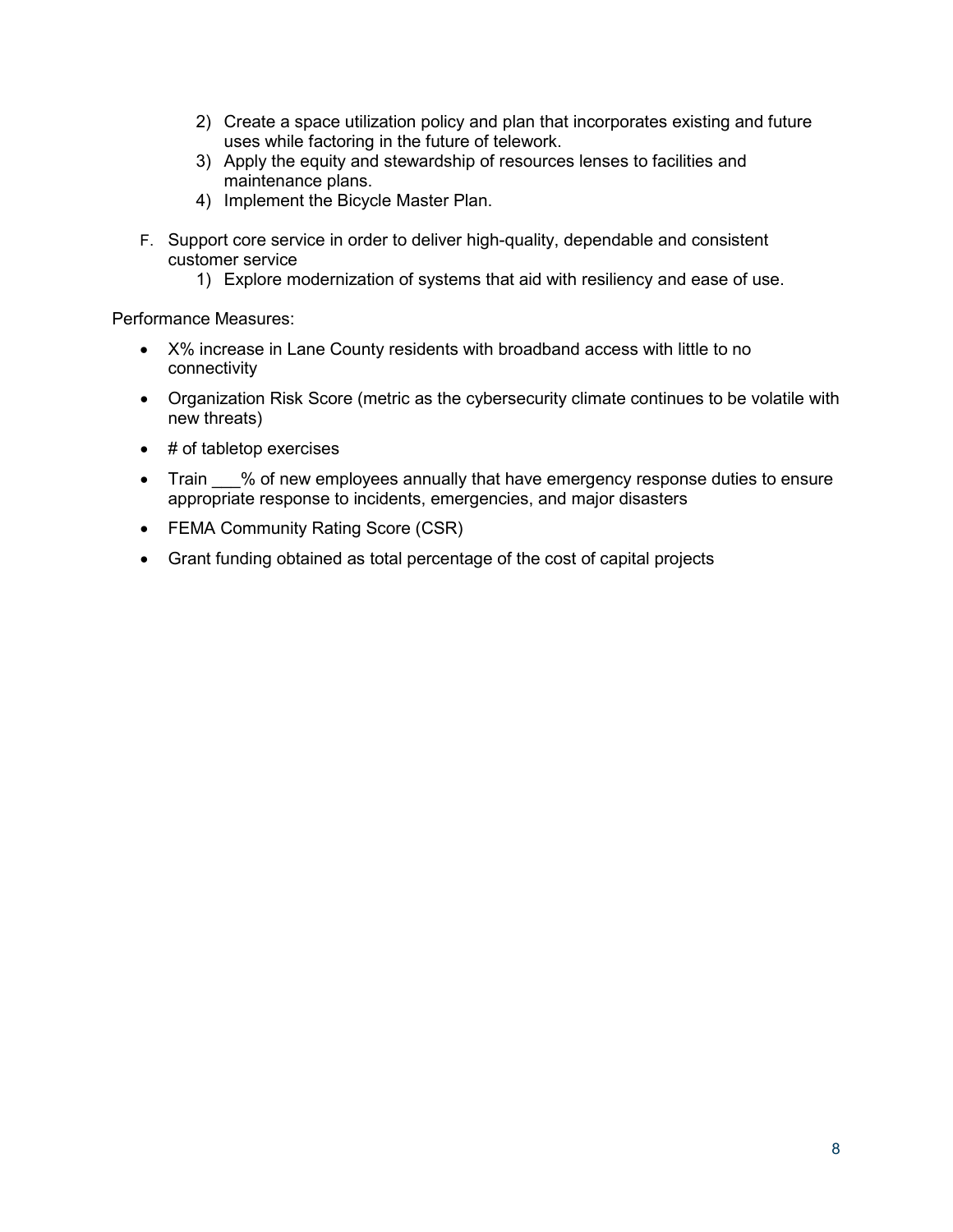2) Create a space utilization policy and plan that incorporates existing and future uses while factoring in the future of telework.
   3) Apply the equity and stewardship of resources lenses to facilities and maintenance plans.
   4) Implement the Bicycle Master Plan.

F. Support core service in order to deliver high-quality, dependable and consistent customer service
   1) Explore modernization of systems that aid with resiliency and ease of use.

Performance Measures:

- X% increase in Lane County residents with broadband access with little to no connectivity
- Organization Risk Score (metric as the cybersecurity climate continues to be volatile with new threats)
- # of tabletop exercises
- Train ___% of new employees annually that have emergency response duties to ensure appropriate response to incidents, emergencies, and major disasters
- FEMA Community Rating Score (CSR)
- Grant funding obtained as total percentage of the cost of capital projects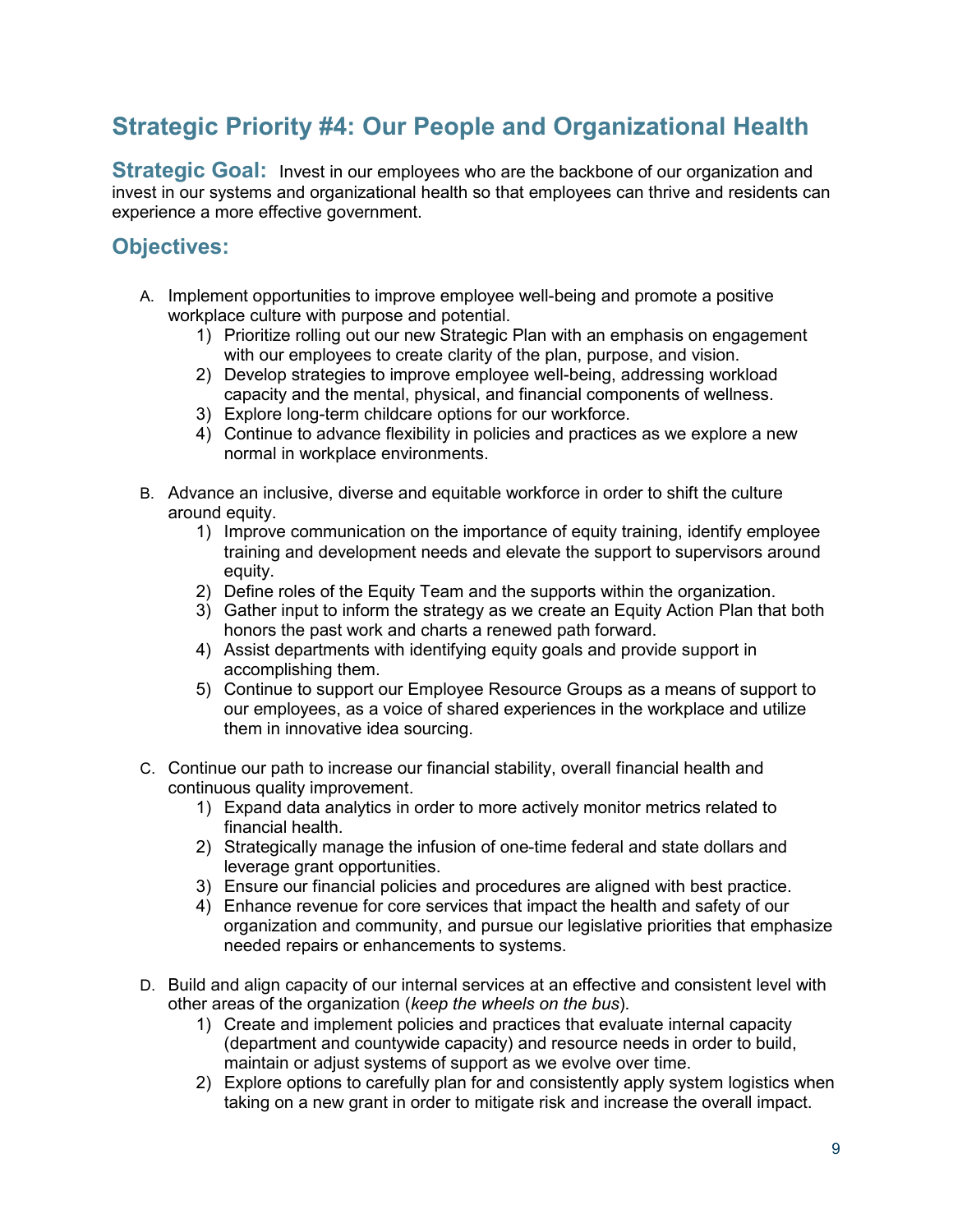## Strategic Priority #4: Our People and Organizational Health

### Strategic Goal: Invest in our employees who are the backbone of our organization and invest in our systems and organizational health so that employees can thrive and residents can experience a more effective government.

### Objectives:

A. Implement opportunities to improve employee well-being and promote a positive workplace culture with purpose and potential.
   1) Prioritize rolling out our new Strategic Plan with an emphasis on engagement with our employees to create clarity of the plan, purpose, and vision.
   2) Develop strategies to improve employee well-being, addressing workload capacity and the mental, physical, and financial components of wellness.
   3) Explore long-term childcare options for our workforce.
   4) Continue to advance flexibility in policies and practices as we explore a new normal in workplace environments.

B. Advance an inclusive, diverse and equitable workforce in order to shift the culture around equity.
   1) Improve communication on the importance of equity training, identify employee training and development needs and elevate the support to supervisors around equity.
   2) Define roles of the Equity Team and the supports within the organization.
   3) Gather input to inform the strategy as we create an Equity Action Plan that both honors the past work and charts a renewed path forward.
   4) Assist departments with identifying equity goals and provide support in accomplishing them.
   5) Continue to support our Employee Resource Groups as a means of support to our employees, as a voice of shared experiences in the workplace and utilize them in innovative idea sourcing.

C. Continue our path to increase our financial stability, overall financial health and continuous quality improvement.
   1) Expand data analytics in order to more actively monitor metrics related to financial health.
   2) Strategically manage the infusion of one-time federal and state dollars and leverage grant opportunities.
   3) Ensure our financial policies and procedures are aligned with best practice.
   4) Enhance revenue for core services that impact the health and safety of our organization and community, and pursue our legislative priorities that emphasize needed repairs or enhancements to systems.

D. Build and align capacity of our internal services at an effective and consistent level with other areas of the organization (*keep the wheels on the bus*).
   1) Create and implement policies and practices that evaluate internal capacity (department and countywide capacity) and resource needs in order to build, maintain or adjust systems of support as we evolve over time.
   2) Explore options to carefully plan for and consistently apply system logistics when taking on a new grant in order to mitigate risk and increase the overall impact.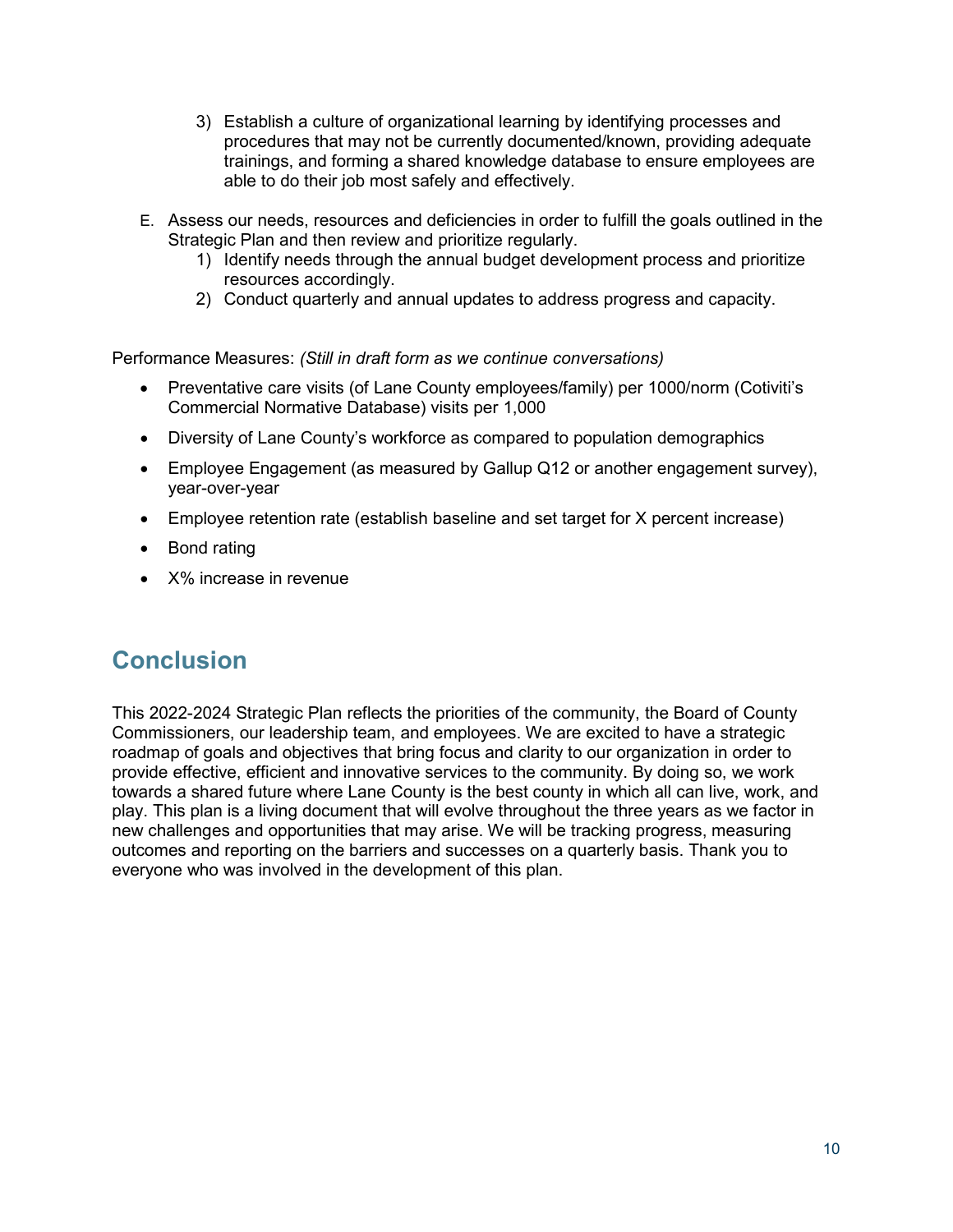3) Establish a culture of organizational learning by identifying processes and procedures that may not be currently documented/known, providing adequate trainings, and forming a shared knowledge database to ensure employees are able to do their job most safely and effectively.

E. Assess our needs, resources and deficiencies in order to fulfill the goals outlined in the Strategic Plan and then review and prioritize regularly.
   1) Identify needs through the annual budget development process and prioritize resources accordingly.
   2) Conduct quarterly and annual updates to address progress and capacity.

Performance Measures: *(Still in draft form as we continue conversations)*

- Preventative care visits (of Lane County employees/family) per 1000/norm (Cotiviti's Commercial Normative Database) visits per 1,000
- Diversity of Lane County's workforce as compared to population demographics
- Employee Engagement (as measured by Gallup Q12 or another engagement survey), year-over-year
- Employee retention rate (establish baseline and set target for X percent increase)
- Bond rating
- X% increase in revenue

## Conclusion

This 2022-2024 Strategic Plan reflects the priorities of the community, the Board of County Commissioners, our leadership team, and employees. We are excited to have a strategic roadmap of goals and objectives that bring focus and clarity to our organization in order to provide effective, efficient and innovative services to the community. By doing so, we work towards a shared future where Lane County is the best county in which all can live, work, and play. This plan is a living document that will evolve throughout the three years as we factor in new challenges and opportunities that may arise. We will be tracking progress, measuring outcomes and reporting on the barriers and successes on a quarterly basis. Thank you to everyone who was involved in the development of this plan.